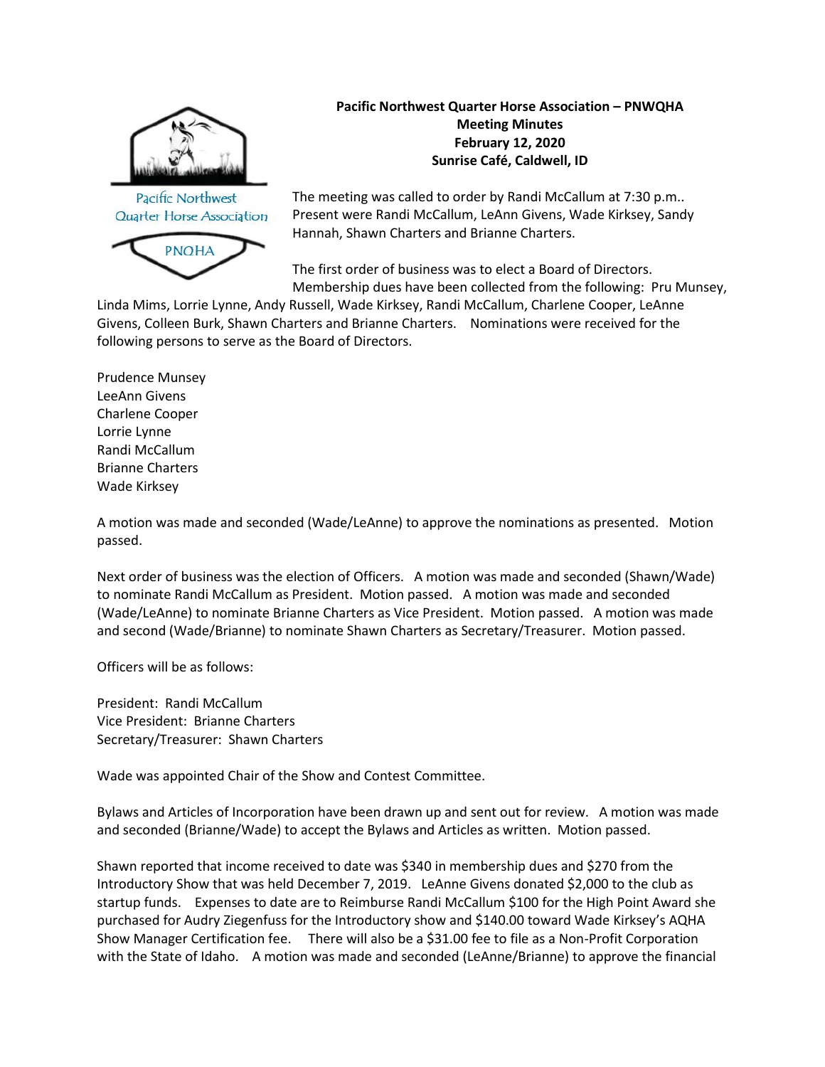**Pacific Northwest Quarter Horse Association – PNWQHA**
**Meeting Minutes**
**February 12, 2020**
**Sunrise Café, Caldwell, ID**

Pacific Northwest Quarter Horse Association PNQHA

The meeting was called to order by Randi McCallum at 7:30 p.m.. Present were Randi McCallum, LeAnn Givens, Wade Kirksey, Sandy Hannah, Shawn Charters and Brianne Charters.

The first order of business was to elect a Board of Directors. Membership dues have been collected from the following: Pru Munsey, Linda Mims, Lorrie Lynne, Andy Russell, Wade Kirksey, Randi McCallum, Charlene Cooper, LeAnne Givens, Colleen Burk, Shawn Charters and Brianne Charters. Nominations were received for the following persons to serve as the Board of Directors.

Prudence Munsey
LeeAnn Givens
Charlene Cooper
Lorrie Lynne
Randi McCallum
Brianne Charters
Wade Kirksey

A motion was made and seconded (Wade/LeAnne) to approve the nominations as presented. Motion passed.

Next order of business was the election of Officers. A motion was made and seconded (Shawn/Wade) to nominate Randi McCallum as President. Motion passed. A motion was made and seconded (Wade/LeAnne) to nominate Brianne Charters as Vice President. Motion passed. A motion was made and second (Wade/Brianne) to nominate Shawn Charters as Secretary/Treasurer. Motion passed.

Officers will be as follows:

President: Randi McCallum
Vice President: Brianne Charters
Secretary/Treasurer: Shawn Charters

Wade was appointed Chair of the Show and Contest Committee.

Bylaws and Articles of Incorporation have been drawn up and sent out for review. A motion was made and seconded (Brianne/Wade) to accept the Bylaws and Articles as written. Motion passed.

Shawn reported that income received to date was $340 in membership dues and $270 from the Introductory Show that was held December 7, 2019. LeAnne Givens donated $2,000 to the club as startup funds. Expenses to date are to Reimburse Randi McCallum $100 for the High Point Award she purchased for Audry Ziegenfuss for the Introductory show and $140.00 toward Wade Kirksey's AQHA Show Manager Certification fee. There will also be a $31.00 fee to file as a Non-Profit Corporation with the State of Idaho. A motion was made and seconded (LeAnne/Brianne) to approve the financial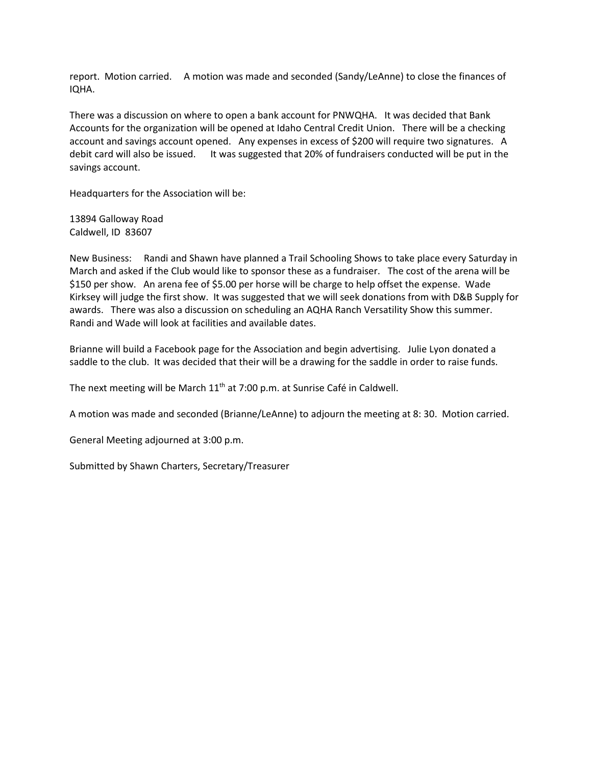report. Motion carried. A motion was made and seconded (Sandy/LeAnne) to close the finances of IQHA.

There was a discussion on where to open a bank account for PNWQHA. It was decided that Bank Accounts for the organization will be opened at Idaho Central Credit Union. There will be a checking account and savings account opened. Any expenses in excess of $200 will require two signatures. A debit card will also be issued. It was suggested that 20% of fundraisers conducted will be put in the savings account.

Headquarters for the Association will be:

13894 Galloway Road
Caldwell, ID 83607

New Business: Randi and Shawn have planned a Trail Schooling Shows to take place every Saturday in March and asked if the Club would like to sponsor these as a fundraiser. The cost of the arena will be $150 per show. An arena fee of $5.00 per horse will be charge to help offset the expense. Wade Kirksey will judge the first show. It was suggested that we will seek donations from with D&B Supply for awards. There was also a discussion on scheduling an AQHA Ranch Versatility Show this summer. Randi and Wade will look at facilities and available dates.

Brianne will build a Facebook page for the Association and begin advertising. Julie Lyon donated a saddle to the club. It was decided that their will be a drawing for the saddle in order to raise funds.

The next meeting will be March 11th at 7:00 p.m. at Sunrise Café in Caldwell.

A motion was made and seconded (Brianne/LeAnne) to adjourn the meeting at 8: 30. Motion carried.

General Meeting adjourned at 3:00 p.m.

Submitted by Shawn Charters, Secretary/Treasurer